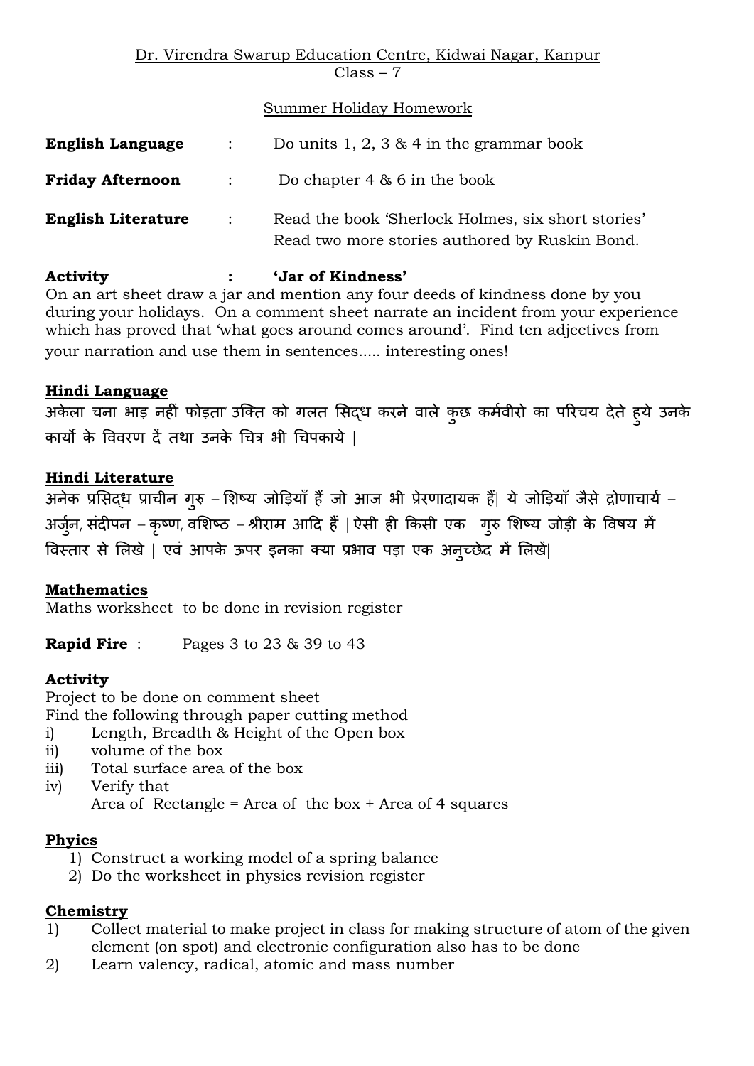Dr. Virendra Swarup Education Centre, Kidwai Nagar, Kanpur
Class – 7

Summer Holiday Homework

**English Language** : Do units 1, 2, 3 & 4 in the grammar book

**Friday Afternoon** : Do chapter 4 & 6 in the book

**English Literature** : Read the book 'Sherlock Holmes, six short stories'
Read two more stories authored by Ruskin Bond.

**Activity : 'Jar of Kindness'**
On an art sheet draw a jar and mention any four deeds of kindness done by you during your holidays. On a comment sheet narrate an incident from your experience which has proved that 'what goes around comes around'. Find ten adjectives from your narration and use them in sentences..... interesting ones!

## Hindi Language

अकेला चना भाड़ नहीं फोड़ता' उक्ति को गलत सिद्ध करने वाले कुछ कर्मवीरो का परिचय देते हुये उनके कार्यो के विवरण दें तथा उनके चित्र भी चिपकाये |

## Hindi Literature

अनेक प्रसिद्ध प्राचीन गुरु – शिष्य जोड़ियाँ हैं जो आज भी प्रेरणादायक हैं| ये जोड़ियाँ जैसे द्रोणाचार्य – अर्जुन, संदीपन – कृष्ण, वशिष्ठ – श्रीराम आदि हैं | ऐसी ही किसी एक गुरु शिष्य जोड़ी के विषय में विस्तार से लिखे | एवं आपके ऊपर इनका क्या प्रभाव पड़ा एक अनुच्छेद में लिखें|

## Mathematics

Maths worksheet to be done in revision register

**Rapid Fire** : Pages 3 to 23 & 39 to 43

**Activity**
Project to be done on comment sheet
Find the following through paper cutting method

i) Length, Breadth & Height of the Open box
ii) volume of the box
iii) Total surface area of the box
iv) Verify that
Area of Rectangle = Area of the box + Area of 4 squares

## Phyics

1) Construct a working model of a spring balance
2) Do the worksheet in physics revision register

## Chemistry

1) Collect material to make project in class for making structure of atom of the given element (on spot) and electronic configuration also has to be done
2) Learn valency, radical, atomic and mass number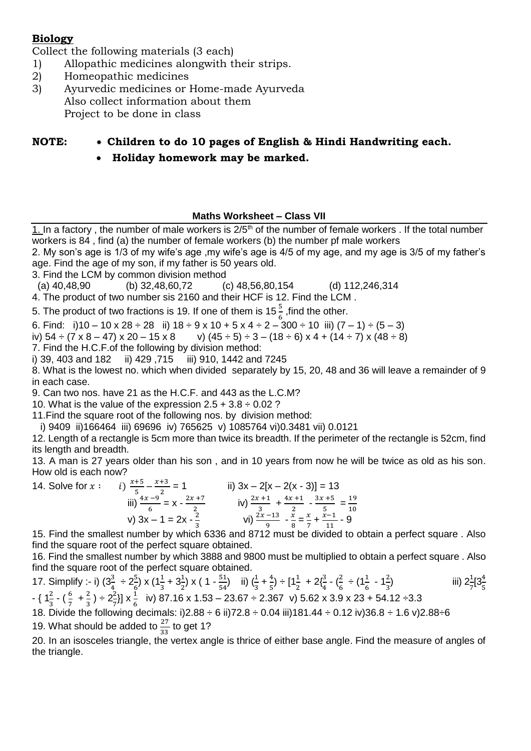**Biology**

Collect the following materials (3 each)

1) Allopathic medicines alongwith their strips.
2) Homeopathic medicines
3) Ayurvedic medicines or Home-made Ayurveda
   Also collect information about them
   Project to be done in class

**NOTE:** * **Children to do 10 pages of English & Hindi Handwriting each.**

- **Holiday homework may be marked.**

### Maths Worksheet – Class VII

1. In a factory , the number of male workers is 2/5[th] of the number of female workers . If the total number workers is 84 , find (a) the number of female workers (b) the number pf male workers

2. My son's age is 1/3 of my wife's age ,my wife's age is 4/5 of my age, and my age is 3/5 of my father's age. Find the age of my son, if my father is 50 years old.

3. Find the LCM by common division method
   (a) 40,48,90 (b) 32,48,60,72 (c) 48,56,80,154 (d) 112,246,314

4. The product of two number sis 2160 and their HCF is 12. Find the LCM .

5. The product of two fractions is 19. If one of them is $15\frac{5}{6}$ ,find the other.

6. Find: i)10 – 10 x 28 ÷ 28 ii) 18 ÷ 9 x 10 + 5 x 4 ÷ 2 – 300 ÷ 10 iii) (7 – 1) ÷ (5 – 3)
   iv) 54 ÷ (7 x 8 – 47) x 20 – 15 x 8 v) (45 ÷ 5) ÷ 3 – (18 ÷ 6) x 4 + (14 ÷ 7) x (48 ÷ 8)

7. Find the H.C.F.of the following by division method:
   i) 39, 403 and 182 ii) 429 ,715 iii) 910, 1442 and 7245

8. What is the lowest no. which when divided separately by 15, 20, 48 and 36 will leave a remainder of 9 in each case.

9. Can two nos. have 21 as the H.C.F. and 443 as the L.C.M?

10. What is the value of the expression 2.5 + 3.8 ÷ 0.02 ?

11. Find the square root of the following nos. by division method:
   i) 9409 ii)166464 iii) 69696 iv) 765625 v) 1085764 vi)0.3481 vii) 0.0121

12. Length of a rectangle is 5cm more than twice its breadth. If the perimeter of the rectangle is 52cm, find its length and breadth.

13. A man is 27 years older than his son , and in 10 years from now he will be twice as old as his son. How old is each now?

14. Solve for $x$ : i) $\frac{x+5}{5} - \frac{x+3}{2} = 1$ ii) $3x - 2[x - 2(x - 3)] = 13$
   iii) $\frac{4x-9}{6} = x - \frac{2x+7}{2}$ iv) $\frac{2x+1}{3} + \frac{4x+1}{2} - \frac{3x+5}{5} = \frac{19}{10}$
   v) $3x - 1 = 2x - \frac{2}{3}$ vi) $\frac{2x-13}{9} - \frac{x}{8} = \frac{x}{7} + \frac{x-1}{11} - 9$

15. Find the smallest number by which 6336 and 8712 must be divided to obtain a perfect square . Also find the square root of the perfect square obtained.

16. Find the smallest number by which 3888 and 9800 must be multiplied to obtain a perfect square . Also find the square root of the perfect square obtained.

17. Simplify :- i) $(3\frac{3}{4} \div 2\frac{5}{6}) \times (1\frac{1}{3} + 3\frac{1}{2}) \times (1 - \frac{51}{54})$ ii) $(\frac{1}{3} + \frac{4}{5}) \div [1\frac{1}{2} + 2\{\frac{3}{4} - (\frac{2}{6} \div (1\frac{1}{6} - 1\frac{2}{3})$ iii) $2\frac{1}{7}[3\frac{4}{5} - \{1\frac{2}{3} - (\frac{6}{7} + \frac{2}{3}) \div 2\frac{2}{7}\}] \times \frac{1}{6}$ iv) 87.16 x 1.53 – 23.67 ÷ 2.367 v) 5.62 x 3.9 x 23 + 54.12 ÷3.3

18. Divide the following decimals: i)2.88 ÷ 6 ii)72.8 ÷ 0.04 iii)181.44 ÷ 0.12 iv)36.8 ÷ 1.6 v)2.88÷6

19. What should be added to $\frac{27}{33}$ to get 1?

20. In an isosceles triangle, the vertex angle is thrice of either base angle. Find the measure of angles of the triangle.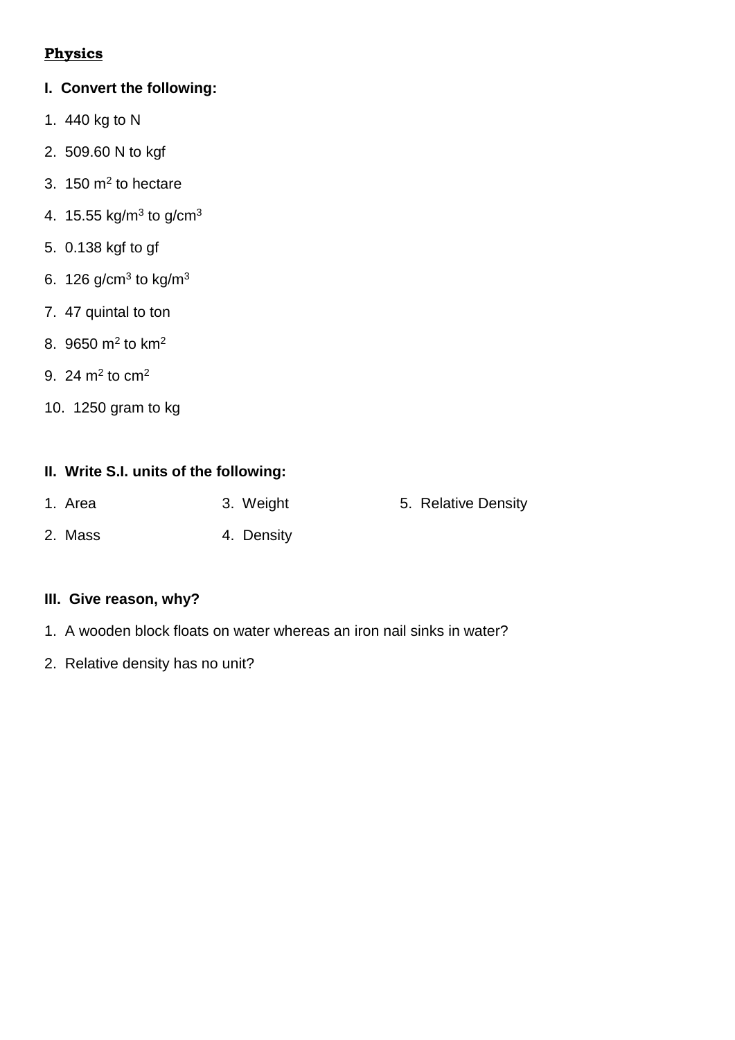**Physics**

**I. Convert the following:**

1. 440 kg to N
2. 509.60 N to kgf
3. 150 $m^2$ to hectare
4. 15.55 kg/$m^3$ to g/$cm^3$
5. 0.138 kgf to gf
6. 126 g/$cm^3$ to kg/$m^3$
7. 47 quintal to ton
8. 9650 $m^2$ to $km^2$
9. 24 $m^2$ to $cm^2$
10. 1250 gram to kg

**II. Write S.I. units of the following:**

1. Area
2. Mass
3. Weight
4. Density
5. Relative Density

**III. Give reason, why?**

1. A wooden block floats on water whereas an iron nail sinks in water?
2. Relative density has no unit?